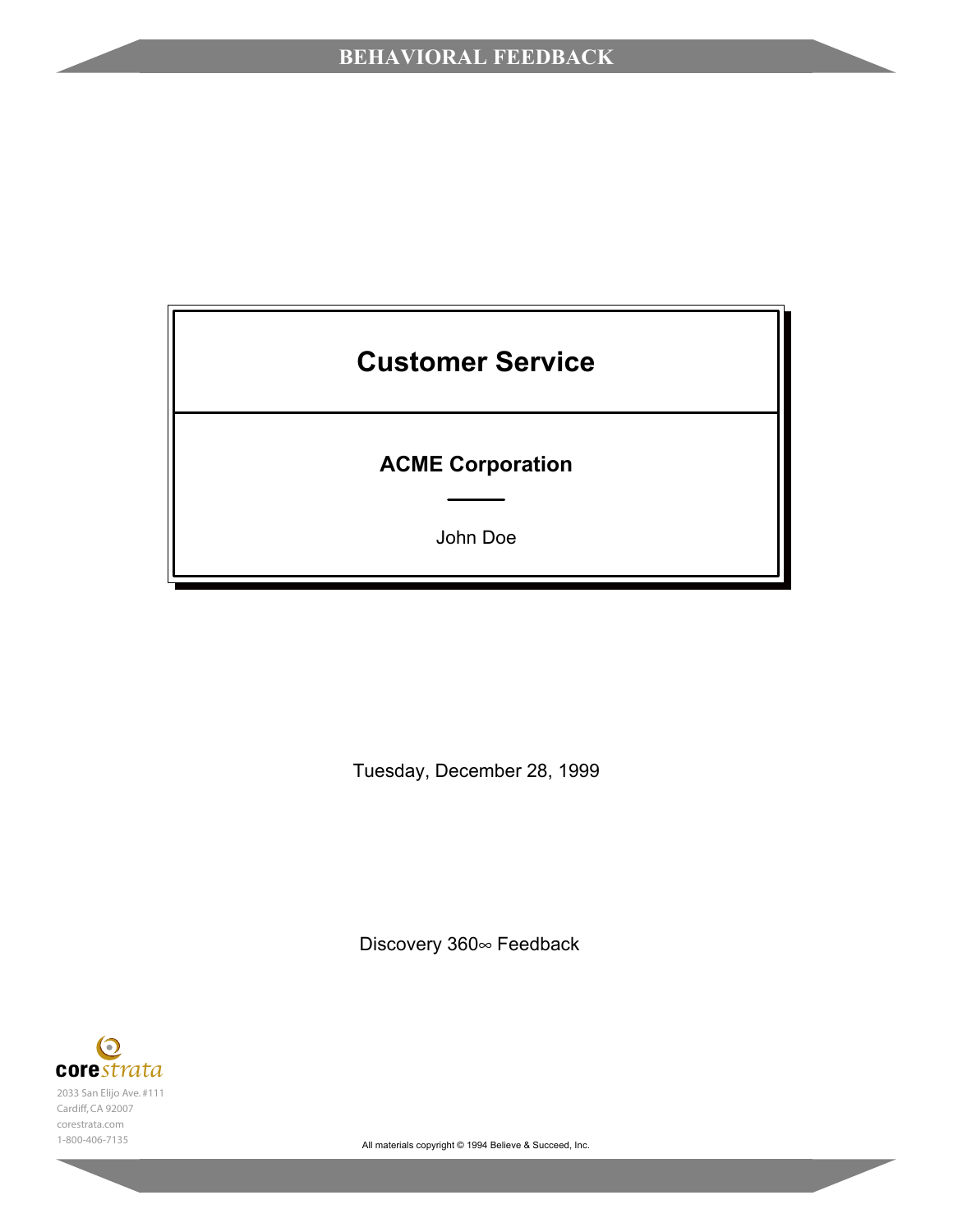BEHAVIORAL FEEDBACK

# Customer Service

## ACME Corporation

John Doe

Tuesday, December 28, 1999

Discovery 360∞ Feedback

corestrata
2033 San Elijo Ave. #111
Cardiff, CA 92007
corestrata.com
1-800-406-7135

All materials copyright © 1994 Believe & Succeed, Inc.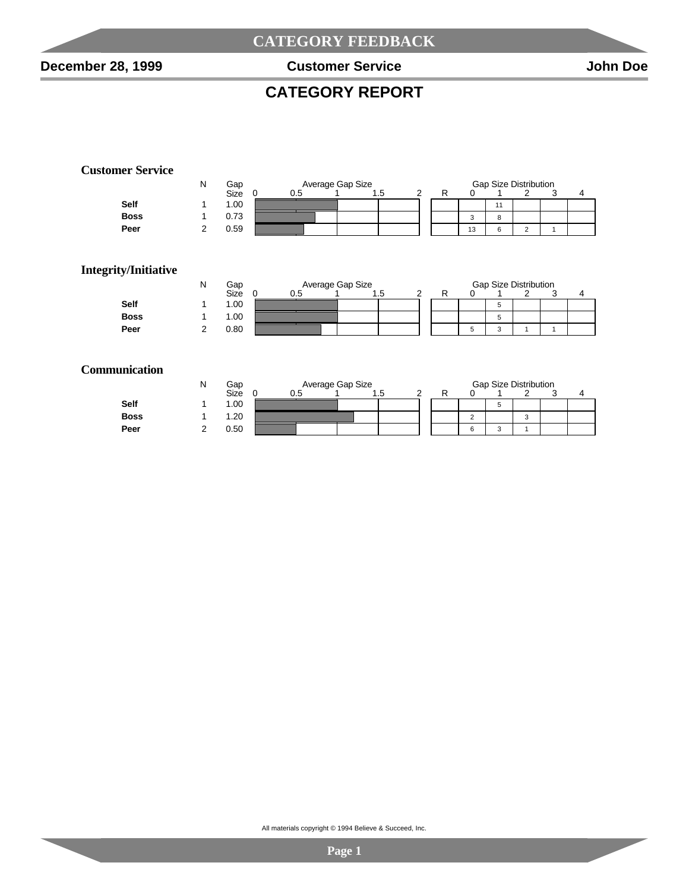## CATEGORY REPORT

### Customer Service

| | N | Gap Size | R | 0 | 1 | 2 | 3 | 4 |
|---|---|---|---|---|---|---|---|---|
| **Self** | 1 | 1.00 | | | 11 | | | |
| **Boss** | 1 | 0.73 | | 3 | 8 | | | |
| **Peer** | 2 | 0.59 | | 13 | 6 | 2 | 1 | |

### Integrity/Initiative

| | N | Gap Size | R | 0 | 1 | 2 | 3 | 4 |
|---|---|---|---|---|---|---|---|---|
| **Self** | 1 | 1.00 | | | 5 | | | |
| **Boss** | 1 | 1.00 | | | 5 | | | |
| **Peer** | 2 | 0.80 | | 5 | 3 | 1 | 1 | |

### Communication

| | N | Gap Size | R | 0 | 1 | 2 | 3 | 4 |
|---|---|---|---|---|---|---|---|---|
| **Self** | 1 | 1.00 | | | 5 | | | |
| **Boss** | 1 | 1.20 | | 2 | | 3 | | |
| **Peer** | 2 | 0.50 | | 6 | 3 | 1 | | |

All materials copyright © 1994 Believe & Succeed, Inc.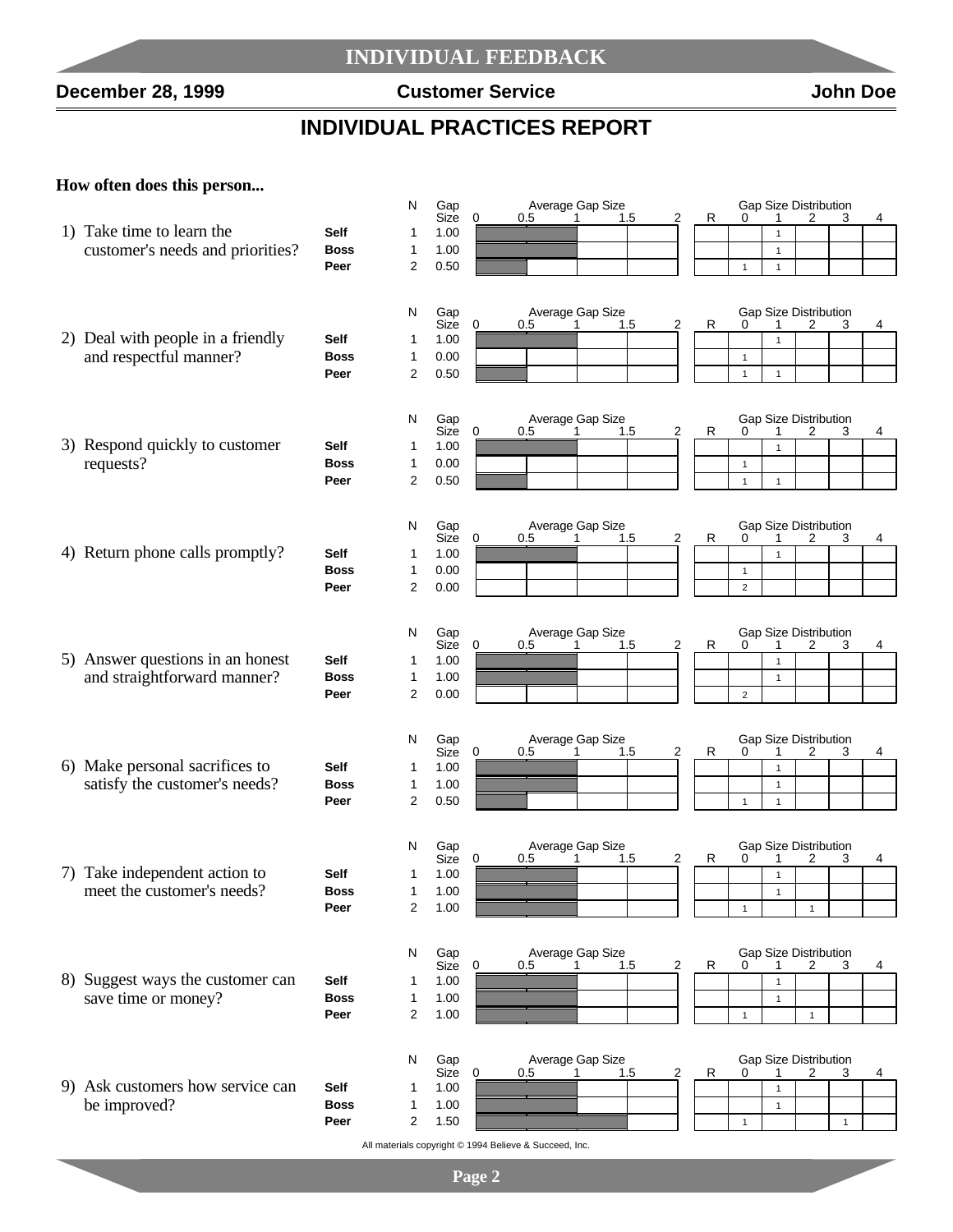# INDIVIDUAL FEEDBACK

**December 28, 1999** | **Customer Service** | **John Doe**

## INDIVIDUAL PRACTICES REPORT

**How often does this person...**

| Question | Rater | N | Gap Size | Gap Size Distribution: R | 0 | 1 | 2 | 3 | 4 |
|---|---|---|---|---|---|---|---|---|---|
| 1) Take time to learn the customer's needs and priorities? | **Self** | 1 | 1.00 | | | 1 | | | |
| | **Boss** | 1 | 1.00 | | | 1 | | | |
| | **Peer** | 2 | 0.50 | | 1 | 1 | | | |
| 2) Deal with people in a friendly and respectful manner? | **Self** | 1 | 1.00 | | | 1 | | | |
| | **Boss** | 1 | 0.00 | | 1 | | | | |
| | **Peer** | 2 | 0.50 | | 1 | 1 | | | |
| 3) Respond quickly to customer requests? | **Self** | 1 | 1.00 | | | 1 | | | |
| | **Boss** | 1 | 0.00 | | 1 | | | | |
| | **Peer** | 2 | 0.50 | | 1 | 1 | | | |
| 4) Return phone calls promptly? | **Self** | 1 | 1.00 | | | 1 | | | |
| | **Boss** | 1 | 0.00 | | 1 | | | | |
| | **Peer** | 2 | 0.00 | | 2 | | | | |
| 5) Answer questions in an honest and straightforward manner? | **Self** | 1 | 1.00 | | | 1 | | | |
| | **Boss** | 1 | 1.00 | | | 1 | | | |
| | **Peer** | 2 | 0.00 | | 2 | | | | |
| 6) Make personal sacrifices to satisfy the customer's needs? | **Self** | 1 | 1.00 | | | 1 | | | |
| | **Boss** | 1 | 1.00 | | | 1 | | | |
| | **Peer** | 2 | 0.50 | | 1 | 1 | | | |
| 7) Take independent action to meet the customer's needs? | **Self** | 1 | 1.00 | | | 1 | | | |
| | **Boss** | 1 | 1.00 | | | 1 | | | |
| | **Peer** | 2 | 1.00 | | 1 | | 1 | | |
| 8) Suggest ways the customer can save time or money? | **Self** | 1 | 1.00 | | | 1 | | | |
| | **Boss** | 1 | 1.00 | | | 1 | | | |
| | **Peer** | 2 | 1.00 | | 1 | | 1 | | |
| 9) Ask customers how service can be improved? | **Self** | 1 | 1.00 | | | 1 | | | |
| | **Boss** | 1 | 1.00 | | | 1 | | | |
| | **Peer** | 2 | 1.50 | | 1 | | | 1 | |

All materials copyright © 1994 Believe & Succeed, Inc.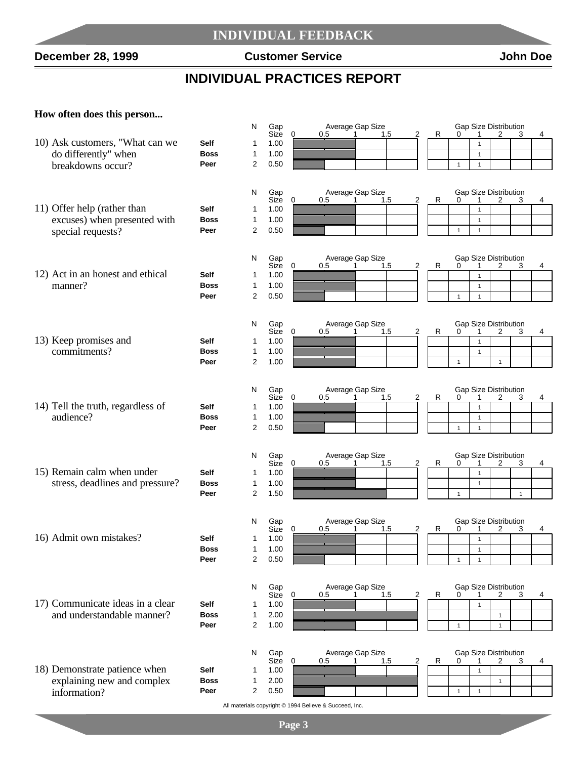**December 28, 1999** | **Customer Service** | **John Doe**

## INDIVIDUAL PRACTICES REPORT

**How often does this person...**

**10) Ask customers, "What can we do differently" when breakdowns occur?**

| | N | Gap Size | R | 0 | 1 | 2 | 3 | 4 |
|---|---|---|---|---|---|---|---|---|
| **Self** | 1 | 1.00 | | | 1 | | | |
| **Boss** | 1 | 1.00 | | | 1 | | | |
| **Peer** | 2 | 0.50 | | 1 | 1 | | | |

**11) Offer help (rather than excuses) when presented with special requests?**

| | N | Gap Size | R | 0 | 1 | 2 | 3 | 4 |
|---|---|---|---|---|---|---|---|---|
| **Self** | 1 | 1.00 | | | 1 | | | |
| **Boss** | 1 | 1.00 | | | 1 | | | |
| **Peer** | 2 | 0.50 | | 1 | 1 | | | |

**12) Act in an honest and ethical manner?**

| | N | Gap Size | R | 0 | 1 | 2 | 3 | 4 |
|---|---|---|---|---|---|---|---|---|
| **Self** | 1 | 1.00 | | | 1 | | | |
| **Boss** | 1 | 1.00 | | | 1 | | | |
| **Peer** | 2 | 0.50 | | 1 | 1 | | | |

**13) Keep promises and commitments?**

| | N | Gap Size | R | 0 | 1 | 2 | 3 | 4 |
|---|---|---|---|---|---|---|---|---|
| **Self** | 1 | 1.00 | | | 1 | | | |
| **Boss** | 1 | 1.00 | | | 1 | | | |
| **Peer** | 2 | 1.00 | | 1 | | 1 | | |

**14) Tell the truth, regardless of audience?**

| | N | Gap Size | R | 0 | 1 | 2 | 3 | 4 |
|---|---|---|---|---|---|---|---|---|
| **Self** | 1 | 1.00 | | | 1 | | | |
| **Boss** | 1 | 1.00 | | | 1 | | | |
| **Peer** | 2 | 0.50 | | 1 | 1 | | | |

**15) Remain calm when under stress, deadlines and pressure?**

| | N | Gap Size | R | 0 | 1 | 2 | 3 | 4 |
|---|---|---|---|---|---|---|---|---|
| **Self** | 1 | 1.00 | | | 1 | | | |
| **Boss** | 1 | 1.00 | | | 1 | | | |
| **Peer** | 2 | 1.50 | | 1 | | | 1 | |

**16) Admit own mistakes?**

| | N | Gap Size | R | 0 | 1 | 2 | 3 | 4 |
|---|---|---|---|---|---|---|---|---|
| **Self** | 1 | 1.00 | | | 1 | | | |
| **Boss** | 1 | 1.00 | | | 1 | | | |
| **Peer** | 2 | 0.50 | | 1 | 1 | | | |

**17) Communicate ideas in a clear and understandable manner?**

| | N | Gap Size | R | 0 | 1 | 2 | 3 | 4 |
|---|---|---|---|---|---|---|---|---|
| **Self** | 1 | 1.00 | | | 1 | | | |
| **Boss** | 1 | 2.00 | | | | 1 | | |
| **Peer** | 2 | 1.00 | | 1 | | 1 | | |

**18) Demonstrate patience when explaining new and complex information?**

| | N | Gap Size | R | 0 | 1 | 2 | 3 | 4 |
|---|---|---|---|---|---|---|---|---|
| **Self** | 1 | 1.00 | | | 1 | | | |
| **Boss** | 1 | 2.00 | | | | 1 | | |
| **Peer** | 2 | 0.50 | | 1 | 1 | | | |

All materials copyright © 1994 Believe & Succeed, Inc.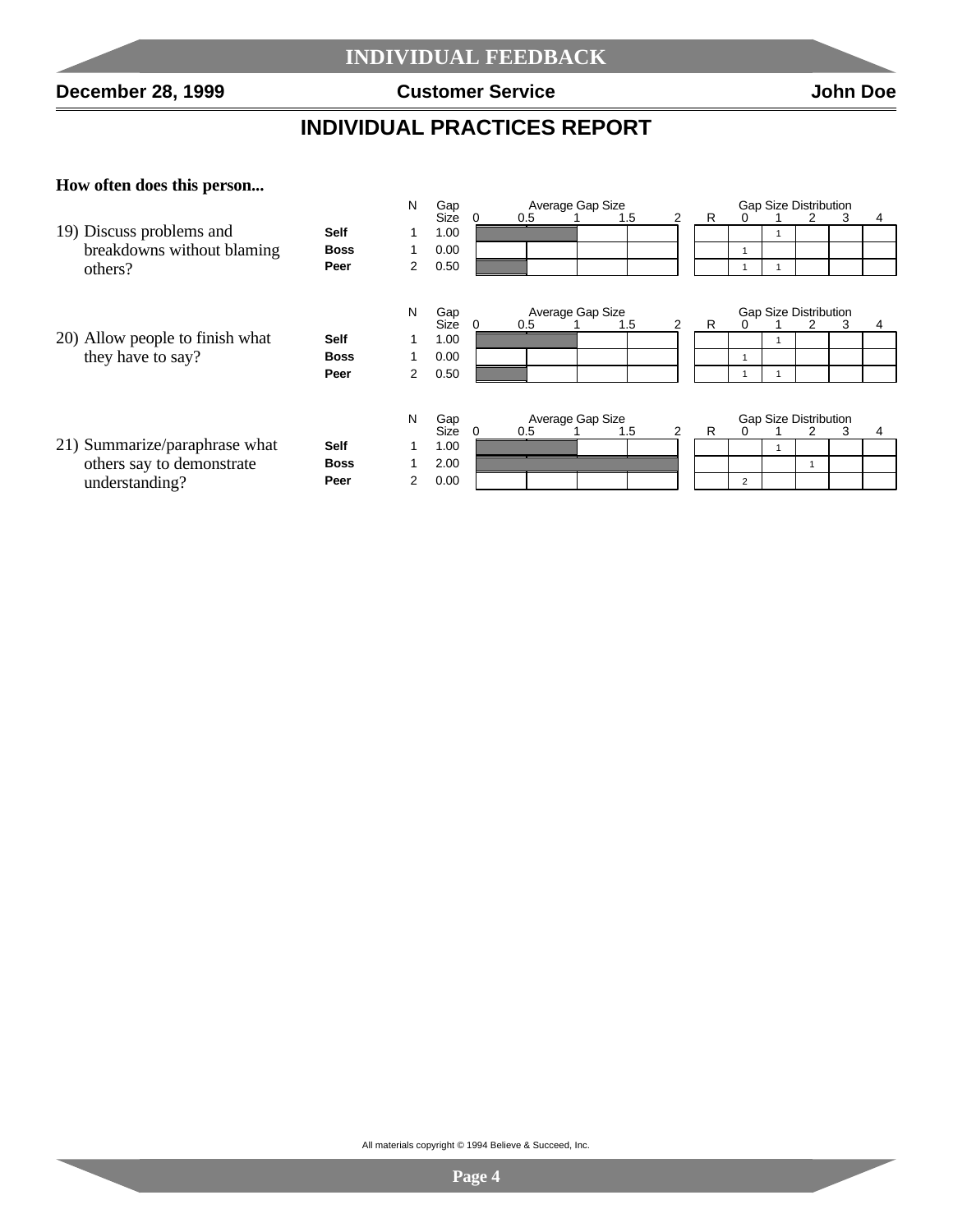# INDIVIDUAL FEEDBACK

**December 28, 1999** | **Customer Service** | **John Doe**

## INDIVIDUAL PRACTICES REPORT

**How often does this person...**

| Question | Rater | N | Gap Size | Gap Size Distribution: R | 0 | 1 | 2 | 3 | 4 |
|---|---|---|---|---|---|---|---|---|---|
| 19) Discuss problems and breakdowns without blaming others? | **Self** | 1 | 1.00 | | | 1 | | | |
| | **Boss** | 1 | 0.00 | | 1 | | | | |
| | **Peer** | 2 | 0.50 | | 1 | 1 | | | |
| 20) Allow people to finish what they have to say? | **Self** | 1 | 1.00 | | | 1 | | | |
| | **Boss** | 1 | 0.00 | | 1 | | | | |
| | **Peer** | 2 | 0.50 | | 1 | 1 | | | |
| 21) Summarize/paraphrase what others say to demonstrate understanding? | **Self** | 1 | 1.00 | | | 1 | | | |
| | **Boss** | 1 | 2.00 | | | | 1 | | |
| | **Peer** | 2 | 0.00 | | 2 | | | | |

All materials copyright © 1994 Believe & Succeed, Inc.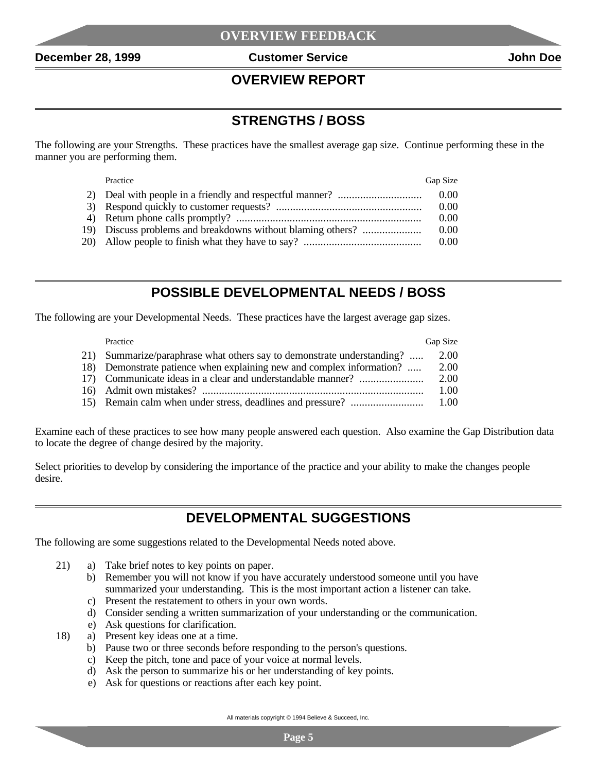# OVERVIEW FEEDBACK

**December 28, 1999** **Customer Service** **John Doe**

## OVERVIEW REPORT

## STRENGTHS / BOSS

The following are your Strengths. These practices have the smallest average gap size. Continue performing these in the manner you are performing them.

| | Practice | Gap Size |
|---|---|---|
| 2) | Deal with people in a friendly and respectful manner? | 0.00 |
| 3) | Respond quickly to customer requests? | 0.00 |
| 4) | Return phone calls promptly? | 0.00 |
| 19) | Discuss problems and breakdowns without blaming others? | 0.00 |
| 20) | Allow people to finish what they have to say? | 0.00 |

## POSSIBLE DEVELOPMENTAL NEEDS / BOSS

The following are your Developmental Needs. These practices have the largest average gap sizes.

| | Practice | Gap Size |
|---|---|---|
| 21) | Summarize/paraphrase what others say to demonstrate understanding? | 2.00 |
| 18) | Demonstrate patience when explaining new and complex information? | 2.00 |
| 17) | Communicate ideas in a clear and understandable manner? | 2.00 |
| 16) | Admit own mistakes? | 1.00 |
| 15) | Remain calm when under stress, deadlines and pressure? | 1.00 |

Examine each of these practices to see how many people answered each question. Also examine the Gap Distribution data to locate the degree of change desired by the majority.

Select priorities to develop by considering the importance of the practice and your ability to make the changes people desire.

## DEVELOPMENTAL SUGGESTIONS

The following are some suggestions related to the Developmental Needs noted above.

21)
- a) Take brief notes to key points on paper.
- b) Remember you will not know if you have accurately understood someone until you have summarized your understanding. This is the most important action a listener can take.
- c) Present the restatement to others in your own words.
- d) Consider sending a written summarization of your understanding or the communication.
- e) Ask questions for clarification.

18)
- a) Present key ideas one at a time.
- b) Pause two or three seconds before responding to the person's questions.
- c) Keep the pitch, tone and pace of your voice at normal levels.
- d) Ask the person to summarize his or her understanding of key points.
- e) Ask for questions or reactions after each key point.

All materials copyright © 1994 Believe & Succeed, Inc.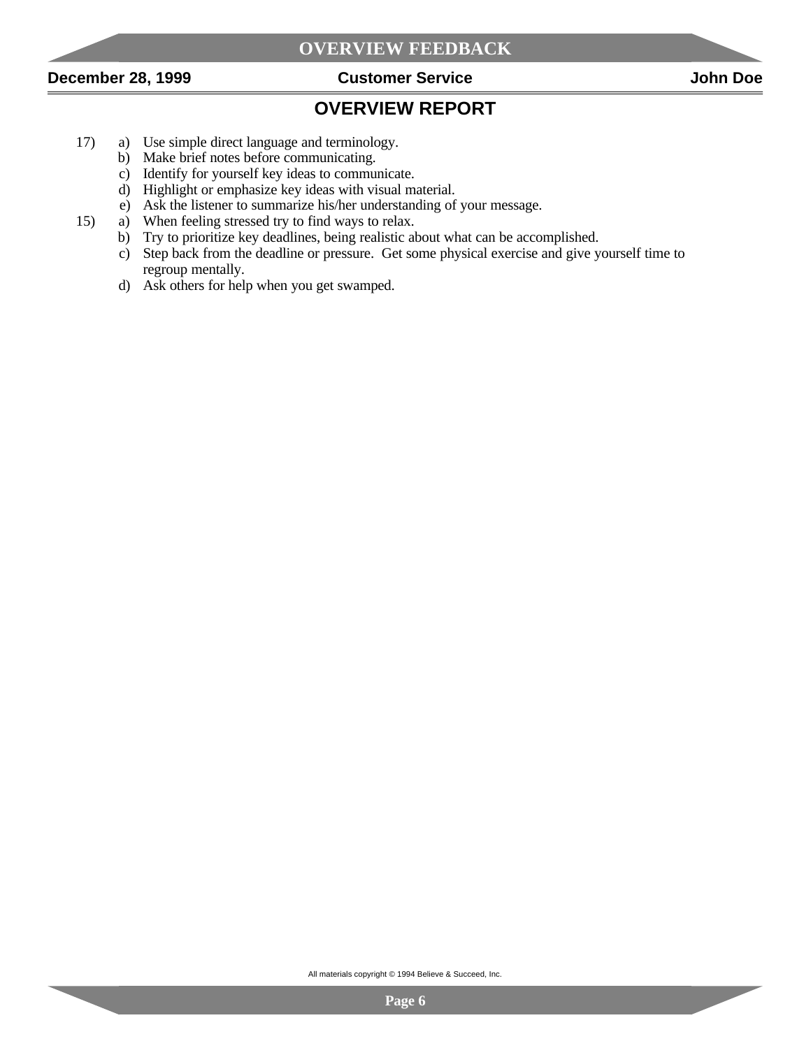## OVERVIEW REPORT

17) a) Use simple direct language and terminology.
    b) Make brief notes before communicating.
    c) Identify for yourself key ideas to communicate.
    d) Highlight or emphasize key ideas with visual material.
    e) Ask the listener to summarize his/her understanding of your message.

15) a) When feeling stressed try to find ways to relax.
    b) Try to prioritize key deadlines, being realistic about what can be accomplished.
    c) Step back from the deadline or pressure. Get some physical exercise and give yourself time to regroup mentally.
    d) Ask others for help when you get swamped.

All materials copyright © 1994 Believe & Succeed, Inc.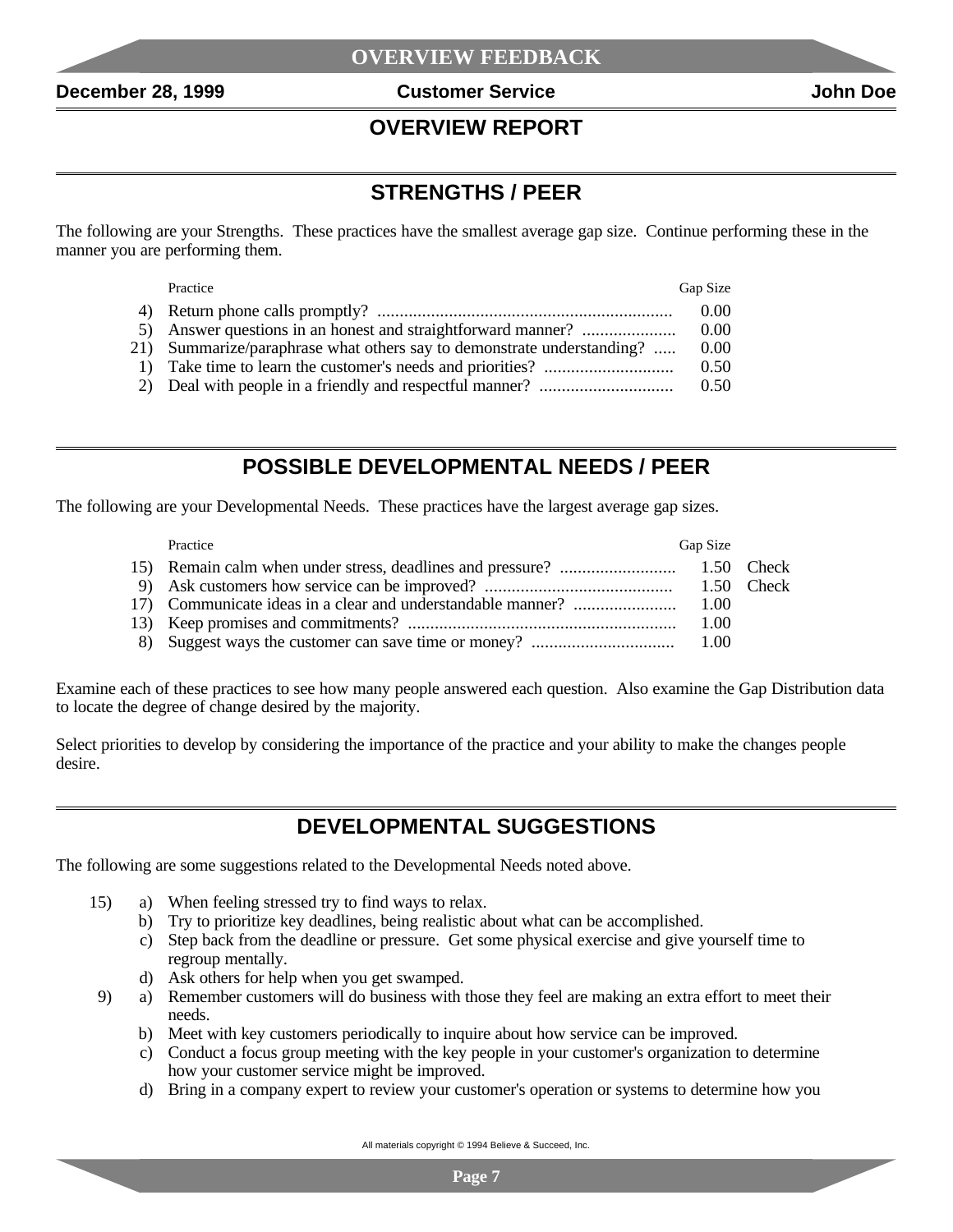**December 28, 1999** **Customer Service** **John Doe**

## OVERVIEW REPORT

## STRENGTHS / PEER

The following are your Strengths. These practices have the smallest average gap size. Continue performing these in the manner you are performing them.

| | Practice | Gap Size |
|---|---|---|
| 4) | Return phone calls promptly? | 0.00 |
| 5) | Answer questions in an honest and straightforward manner? | 0.00 |
| 21) | Summarize/paraphrase what others say to demonstrate understanding? | 0.00 |
| 1) | Take time to learn the customer's needs and priorities? | 0.50 |
| 2) | Deal with people in a friendly and respectful manner? | 0.50 |

## POSSIBLE DEVELOPMENTAL NEEDS / PEER

The following are your Developmental Needs. These practices have the largest average gap sizes.

| | Practice | Gap Size | |
|---|---|---|---|
| 15) | Remain calm when under stress, deadlines and pressure? | 1.50 | Check |
| 9) | Ask customers how service can be improved? | 1.50 | Check |
| 17) | Communicate ideas in a clear and understandable manner? | 1.00 | |
| 13) | Keep promises and commitments? | 1.00 | |
| 8) | Suggest ways the customer can save time or money? | 1.00 | |

Examine each of these practices to see how many people answered each question. Also examine the Gap Distribution data to locate the degree of change desired by the majority.

Select priorities to develop by considering the importance of the practice and your ability to make the changes people desire.

## DEVELOPMENTAL SUGGESTIONS

The following are some suggestions related to the Developmental Needs noted above.

15)
- a) When feeling stressed try to find ways to relax.
- b) Try to prioritize key deadlines, being realistic about what can be accomplished.
- c) Step back from the deadline or pressure. Get some physical exercise and give yourself time to regroup mentally.
- d) Ask others for help when you get swamped.

9)
- a) Remember customers will do business with those they feel are making an extra effort to meet their needs.
- b) Meet with key customers periodically to inquire about how service can be improved.
- c) Conduct a focus group meeting with the key people in your customer's organization to determine how your customer service might be improved.
- d) Bring in a company expert to review your customer's operation or systems to determine how you

All materials copyright © 1994 Believe & Succeed, Inc.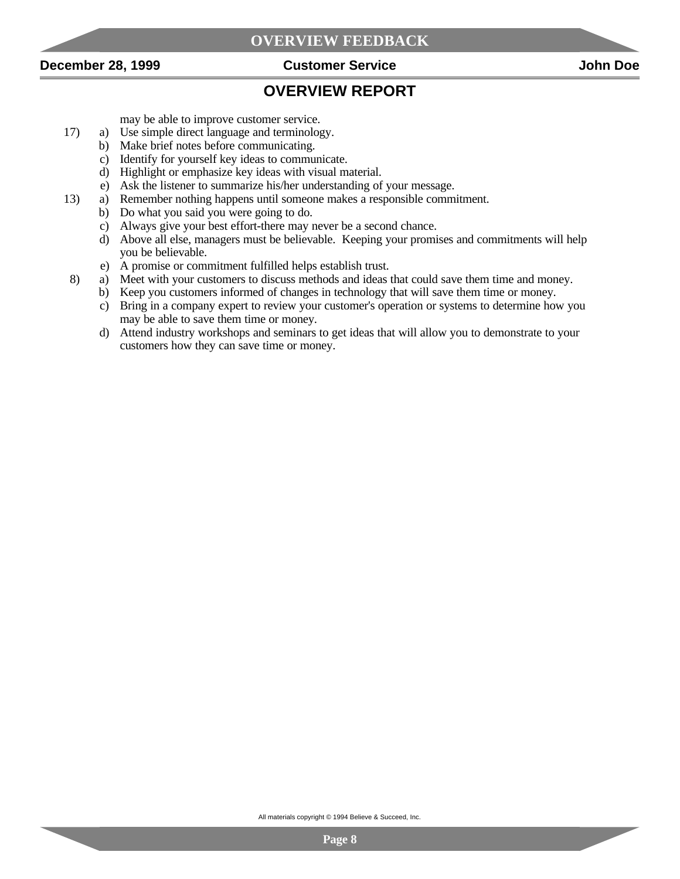## OVERVIEW REPORT

may be able to improve customer service.

17)
   a) Use simple direct language and terminology.
   b) Make brief notes before communicating.
   c) Identify for yourself key ideas to communicate.
   d) Highlight or emphasize key ideas with visual material.
   e) Ask the listener to summarize his/her understanding of your message.

13)
   a) Remember nothing happens until someone makes a responsible commitment.
   b) Do what you said you were going to do.
   c) Always give your best effort-there may never be a second chance.
   d) Above all else, managers must be believable. Keeping your promises and commitments will help you be believable.
   e) A promise or commitment fulfilled helps establish trust.

8)
   a) Meet with your customers to discuss methods and ideas that could save them time and money.
   b) Keep you customers informed of changes in technology that will save them time or money.
   c) Bring in a company expert to review your customer's operation or systems to determine how you may be able to save them time or money.
   d) Attend industry workshops and seminars to get ideas that will allow you to demonstrate to your customers how they can save time or money.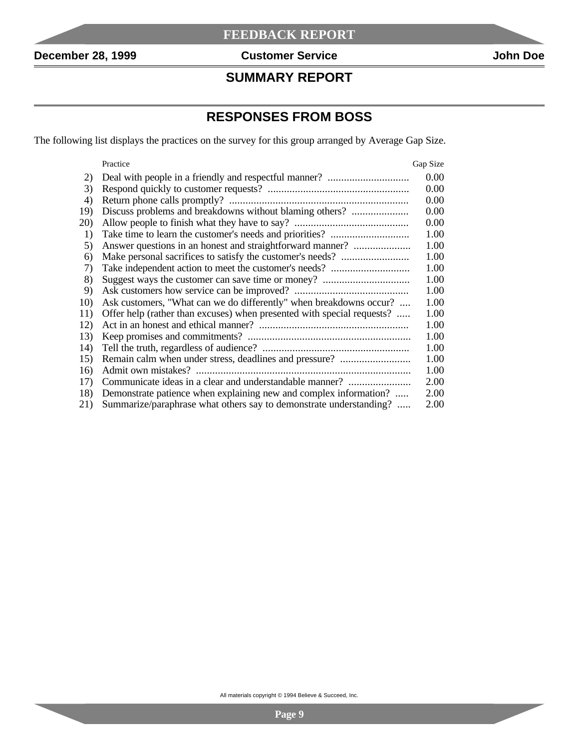**December 28, 1999** | **Customer Service** | **John Doe**

## SUMMARY REPORT

## RESPONSES FROM BOSS

The following list displays the practices on the survey for this group arranged by Average Gap Size.

| | Practice | Gap Size |
|---|---|---|
| 2) | Deal with people in a friendly and respectful manner? | 0.00 |
| 3) | Respond quickly to customer requests? | 0.00 |
| 4) | Return phone calls promptly? | 0.00 |
| 19) | Discuss problems and breakdowns without blaming others? | 0.00 |
| 20) | Allow people to finish what they have to say? | 0.00 |
| 1) | Take time to learn the customer's needs and priorities? | 1.00 |
| 5) | Answer questions in an honest and straightforward manner? | 1.00 |
| 6) | Make personal sacrifices to satisfy the customer's needs? | 1.00 |
| 7) | Take independent action to meet the customer's needs? | 1.00 |
| 8) | Suggest ways the customer can save time or money? | 1.00 |
| 9) | Ask customers how service can be improved? | 1.00 |
| 10) | Ask customers, "What can we do differently" when breakdowns occur? | 1.00 |
| 11) | Offer help (rather than excuses) when presented with special requests? | 1.00 |
| 12) | Act in an honest and ethical manner? | 1.00 |
| 13) | Keep promises and commitments? | 1.00 |
| 14) | Tell the truth, regardless of audience? | 1.00 |
| 15) | Remain calm when under stress, deadlines and pressure? | 1.00 |
| 16) | Admit own mistakes? | 1.00 |
| 17) | Communicate ideas in a clear and understandable manner? | 2.00 |
| 18) | Demonstrate patience when explaining new and complex information? | 2.00 |
| 21) | Summarize/paraphrase what others say to demonstrate understanding? | 2.00 |

All materials copyright © 1994 Believe & Succeed, Inc.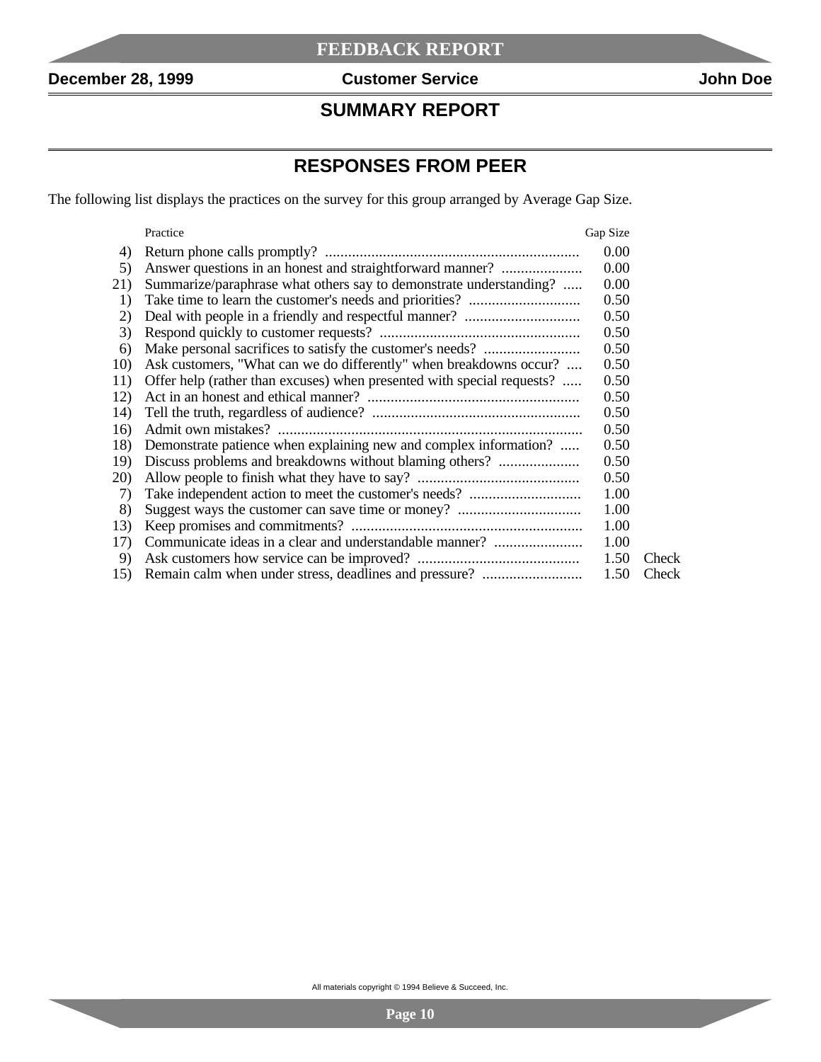December 28, 1999 | Customer Service | John Doe

## SUMMARY REPORT

## RESPONSES FROM PEER

The following list displays the practices on the survey for this group arranged by Average Gap Size.

| | Practice | Gap Size | |
|---|---|---|---|
| 4) | Return phone calls promptly? | 0.00 | |
| 5) | Answer questions in an honest and straightforward manner? | 0.00 | |
| 21) | Summarize/paraphrase what others say to demonstrate understanding? | 0.00 | |
| 1) | Take time to learn the customer's needs and priorities? | 0.50 | |
| 2) | Deal with people in a friendly and respectful manner? | 0.50 | |
| 3) | Respond quickly to customer requests? | 0.50 | |
| 6) | Make personal sacrifices to satisfy the customer's needs? | 0.50 | |
| 10) | Ask customers, "What can we do differently" when breakdowns occur? | 0.50 | |
| 11) | Offer help (rather than excuses) when presented with special requests? | 0.50 | |
| 12) | Act in an honest and ethical manner? | 0.50 | |
| 14) | Tell the truth, regardless of audience? | 0.50 | |
| 16) | Admit own mistakes? | 0.50 | |
| 18) | Demonstrate patience when explaining new and complex information? | 0.50 | |
| 19) | Discuss problems and breakdowns without blaming others? | 0.50 | |
| 20) | Allow people to finish what they have to say? | 0.50 | |
| 7) | Take independent action to meet the customer's needs? | 1.00 | |
| 8) | Suggest ways the customer can save time or money? | 1.00 | |
| 13) | Keep promises and commitments? | 1.00 | |
| 17) | Communicate ideas in a clear and understandable manner? | 1.00 | |
| 9) | Ask customers how service can be improved? | 1.50 | Check |
| 15) | Remain calm when under stress, deadlines and pressure? | 1.50 | Check |

All materials copyright © 1994 Believe & Succeed, Inc.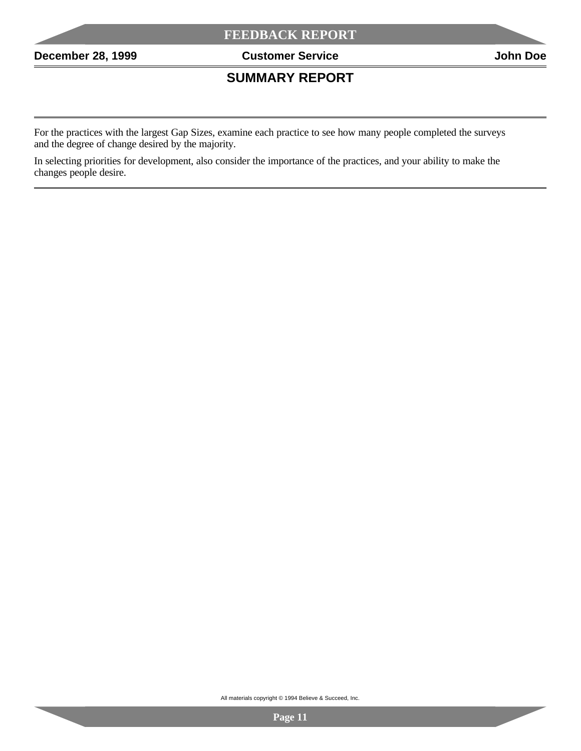## SUMMARY REPORT

For the practices with the largest Gap Sizes, examine each practice to see how many people completed the surveys and the degree of change desired by the majority.

In selecting priorities for development, also consider the importance of the practices, and your ability to make the changes people desire.